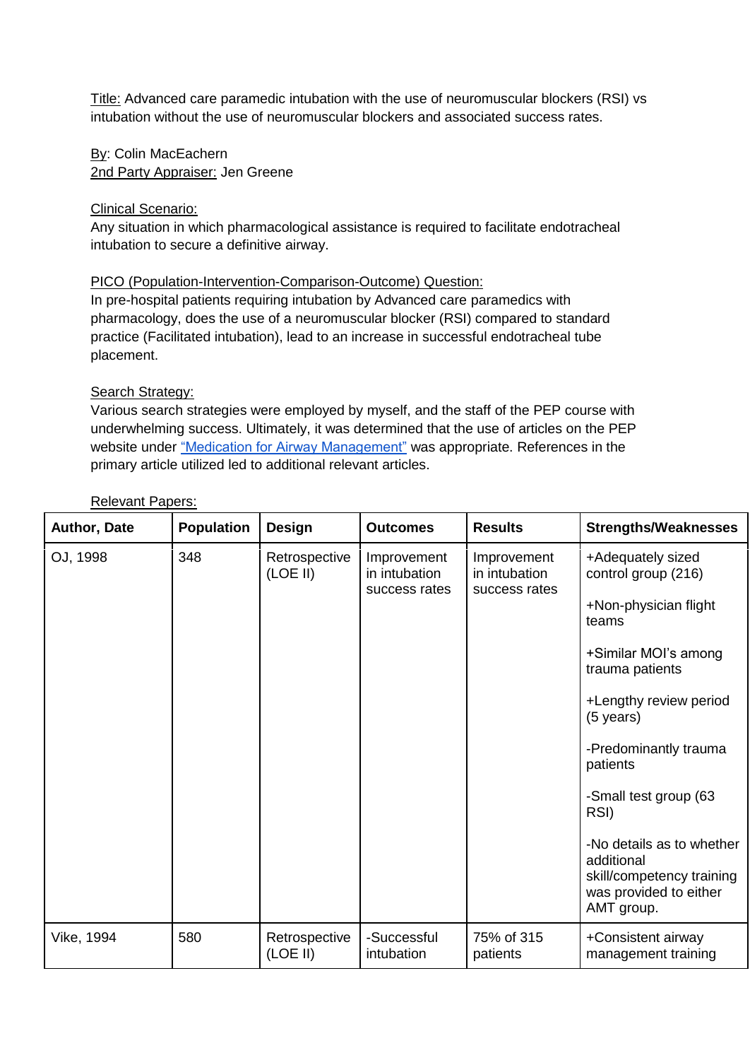Title: Advanced care paramedic intubation with the use of neuromuscular blockers (RSI) vs intubation without the use of neuromuscular blockers and associated success rates.

By: Colin MacEachern
2nd Party Appraiser: Jen Greene

Clinical Scenario:
Any situation in which pharmacological assistance is required to facilitate endotracheal intubation to secure a definitive airway.

PICO (Population-Intervention-Comparison-Outcome) Question:
In pre-hospital patients requiring intubation by Advanced care paramedics with pharmacology, does the use of a neuromuscular blocker (RSI) compared to standard practice (Facilitated intubation), lead to an increase in successful endotracheal tube placement.

Search Strategy:
Various search strategies were employed by myself, and the staff of the PEP course with underwhelming success. Ultimately, it was determined that the use of articles on the PEP website under "Medication for Airway Management" was appropriate. References in the primary article utilized led to additional relevant articles.

Relevant Papers:

| Author, Date | Population | Design | Outcomes | Results | Strengths/Weaknesses |
|---|---|---|---|---|---|
| OJ, 1998 | 348 | Retrospective (LOE II) | Improvement in intubation success rates | Improvement in intubation success rates | +Adequately sized control group (216)<br><br>+Non-physician flight teams<br><br>+Similar MOI's among trauma patients<br><br>+Lengthy review period (5 years)<br><br>-Predominantly trauma patients<br><br>-Small test group (63 RSI)<br><br>-No details as to whether additional skill/competency training was provided to either AMT group. |
| Vike, 1994 | 580 | Retrospective (LOE II) | -Successful intubation | 75% of 315 patients | +Consistent airway management training |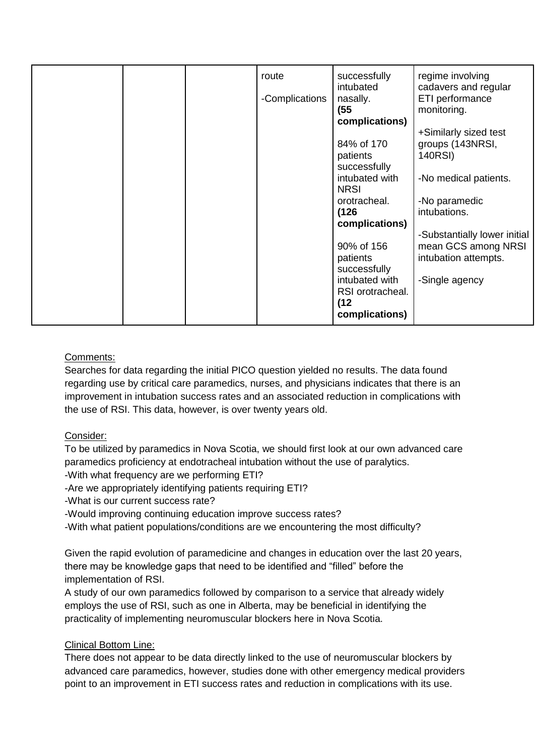| | | | | | |
|---|---|---|---|---|---|
| | | | route<br><br>-Complications | successfully intubated nasally. **(55 complications)**<br><br>84% of 170 patients successfully intubated with NRSI orotracheal. **(126 complications)**<br><br>90% of 156 patients successfully intubated with RSI orotracheal. **(12 complications)** | regime involving cadavers and regular ETI performance monitoring.<br><br>+Similarly sized test groups (143NRSI, 140RSI)<br><br>-No medical patients.<br><br>-No paramedic intubations.<br><br>-Substantially lower initial mean GCS among NRSI intubation attempts.<br><br>-Single agency |

<u>Comments:</u>

Searches for data regarding the initial PICO question yielded no results. The data found regarding use by critical care paramedics, nurses, and physicians indicates that there is an improvement in intubation success rates and an associated reduction in complications with the use of RSI. This data, however, is over twenty years old.

<u>Consider:</u>

To be utilized by paramedics in Nova Scotia, we should first look at our own advanced care paramedics proficiency at endotracheal intubation without the use of paralytics.

-With what frequency are we performing ETI?

-Are we appropriately identifying patients requiring ETI?

-What is our current success rate?

-Would improving continuing education improve success rates?

-With what patient populations/conditions are we encountering the most difficulty?

Given the rapid evolution of paramedicine and changes in education over the last 20 years, there may be knowledge gaps that need to be identified and "filled" before the implementation of RSI.

A study of our own paramedics followed by comparison to a service that already widely employs the use of RSI, such as one in Alberta, may be beneficial in identifying the practicality of implementing neuromuscular blockers here in Nova Scotia.

<u>Clinical Bottom Line:</u>

There does not appear to be data directly linked to the use of neuromuscular blockers by advanced care paramedics, however, studies done with other emergency medical providers point to an improvement in ETI success rates and reduction in complications with its use.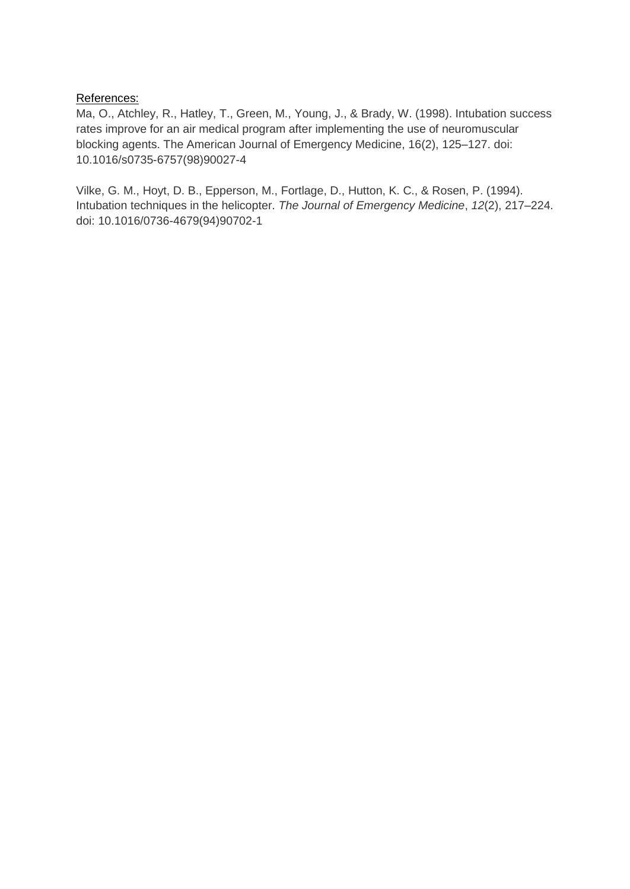References:

Ma, O., Atchley, R., Hatley, T., Green, M., Young, J., & Brady, W. (1998). Intubation success rates improve for an air medical program after implementing the use of neuromuscular blocking agents. The American Journal of Emergency Medicine, 16(2), 125–127. doi: 10.1016/s0735-6757(98)90027-4

Vilke, G. M., Hoyt, D. B., Epperson, M., Fortlage, D., Hutton, K. C., & Rosen, P. (1994). Intubation techniques in the helicopter. *The Journal of Emergency Medicine*, *12*(2), 217–224. doi: 10.1016/0736-4679(94)90702-1